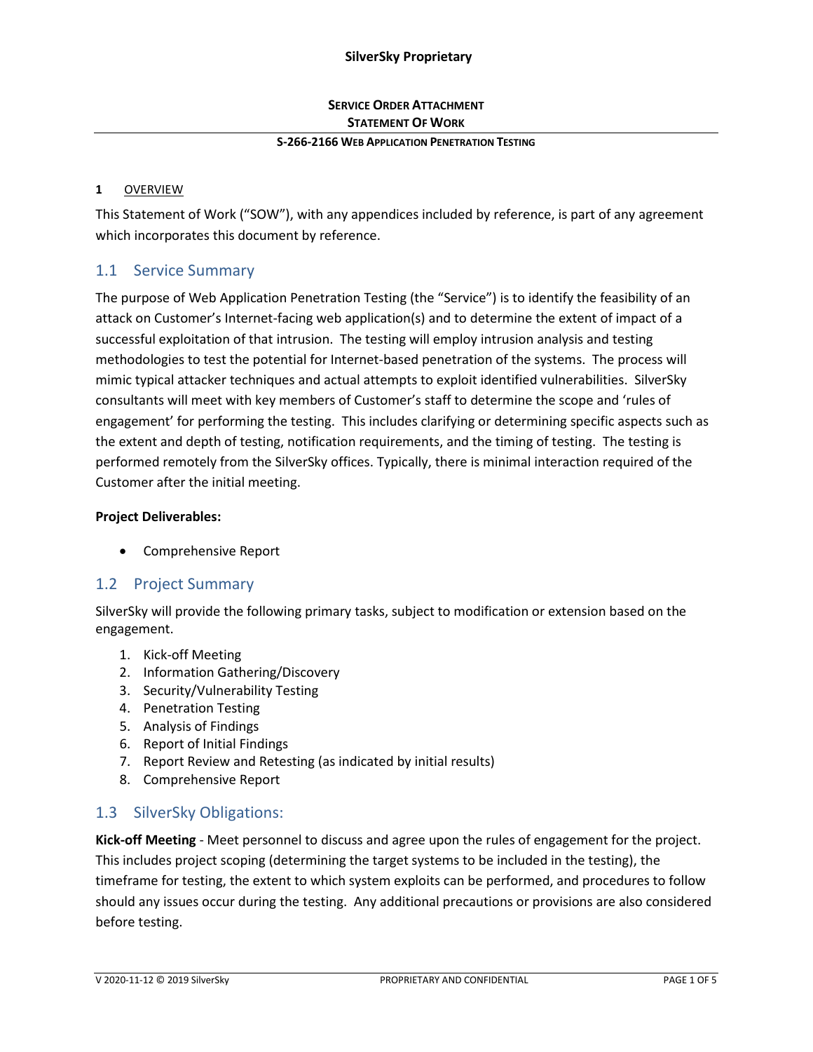**SilverSky Proprietary**

**SERVICE ORDER ATTACHMENT**
**STATEMENT OF WORK**

**S-266-2166 WEB APPLICATION PENETRATION TESTING**

# 1 OVERVIEW

This Statement of Work ("SOW"), with any appendices included by reference, is part of any agreement which incorporates this document by reference.

## 1.1 Service Summary

The purpose of Web Application Penetration Testing (the "Service") is to identify the feasibility of an attack on Customer's Internet-facing web application(s) and to determine the extent of impact of a successful exploitation of that intrusion. The testing will employ intrusion analysis and testing methodologies to test the potential for Internet-based penetration of the systems. The process will mimic typical attacker techniques and actual attempts to exploit identified vulnerabilities. SilverSky consultants will meet with key members of Customer's staff to determine the scope and 'rules of engagement' for performing the testing. This includes clarifying or determining specific aspects such as the extent and depth of testing, notification requirements, and the timing of testing. The testing is performed remotely from the SilverSky offices. Typically, there is minimal interaction required of the Customer after the initial meeting.

**Project Deliverables:**

- Comprehensive Report

## 1.2 Project Summary

SilverSky will provide the following primary tasks, subject to modification or extension based on the engagement.

1. Kick-off Meeting
2. Information Gathering/Discovery
3. Security/Vulnerability Testing
4. Penetration Testing
5. Analysis of Findings
6. Report of Initial Findings
7. Report Review and Retesting (as indicated by initial results)
8. Comprehensive Report

## 1.3 SilverSky Obligations:

**Kick-off Meeting** - Meet personnel to discuss and agree upon the rules of engagement for the project. This includes project scoping (determining the target systems to be included in the testing), the timeframe for testing, the extent to which system exploits can be performed, and procedures to follow should any issues occur during the testing. Any additional precautions or provisions are also considered before testing.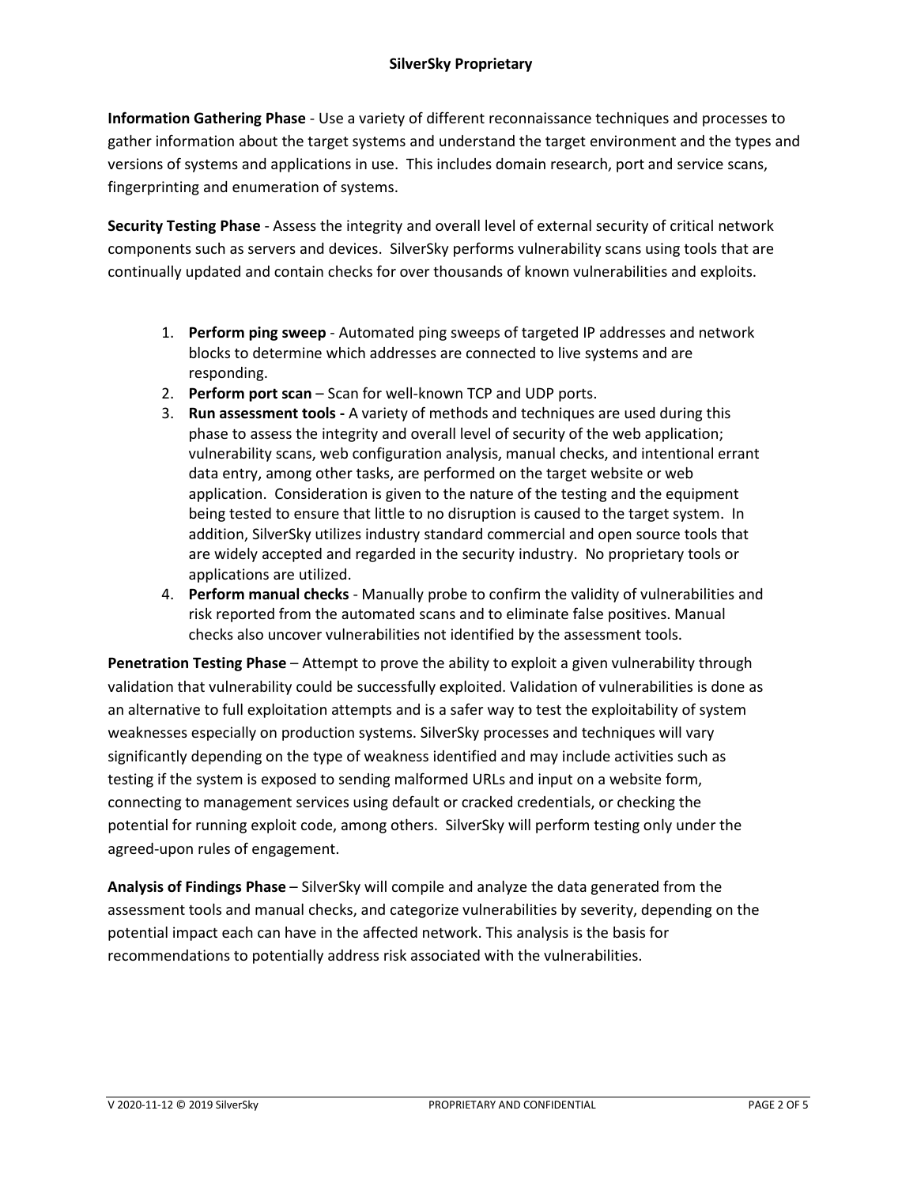**Information Gathering Phase** - Use a variety of different reconnaissance techniques and processes to gather information about the target systems and understand the target environment and the types and versions of systems and applications in use. This includes domain research, port and service scans, fingerprinting and enumeration of systems.

**Security Testing Phase** - Assess the integrity and overall level of external security of critical network components such as servers and devices. SilverSky performs vulnerability scans using tools that are continually updated and contain checks for over thousands of known vulnerabilities and exploits.

1. **Perform ping sweep** - Automated ping sweeps of targeted IP addresses and network blocks to determine which addresses are connected to live systems and are responding.
2. **Perform port scan** – Scan for well-known TCP and UDP ports.
3. **Run assessment tools -** A variety of methods and techniques are used during this phase to assess the integrity and overall level of security of the web application; vulnerability scans, web configuration analysis, manual checks, and intentional errant data entry, among other tasks, are performed on the target website or web application. Consideration is given to the nature of the testing and the equipment being tested to ensure that little to no disruption is caused to the target system. In addition, SilverSky utilizes industry standard commercial and open source tools that are widely accepted and regarded in the security industry. No proprietary tools or applications are utilized.
4. **Perform manual checks** - Manually probe to confirm the validity of vulnerabilities and risk reported from the automated scans and to eliminate false positives. Manual checks also uncover vulnerabilities not identified by the assessment tools.

**Penetration Testing Phase** – Attempt to prove the ability to exploit a given vulnerability through validation that vulnerability could be successfully exploited. Validation of vulnerabilities is done as an alternative to full exploitation attempts and is a safer way to test the exploitability of system weaknesses especially on production systems. SilverSky processes and techniques will vary significantly depending on the type of weakness identified and may include activities such as testing if the system is exposed to sending malformed URLs and input on a website form, connecting to management services using default or cracked credentials, or checking the potential for running exploit code, among others. SilverSky will perform testing only under the agreed-upon rules of engagement.

**Analysis of Findings Phase** – SilverSky will compile and analyze the data generated from the assessment tools and manual checks, and categorize vulnerabilities by severity, depending on the potential impact each can have in the affected network. This analysis is the basis for recommendations to potentially address risk associated with the vulnerabilities.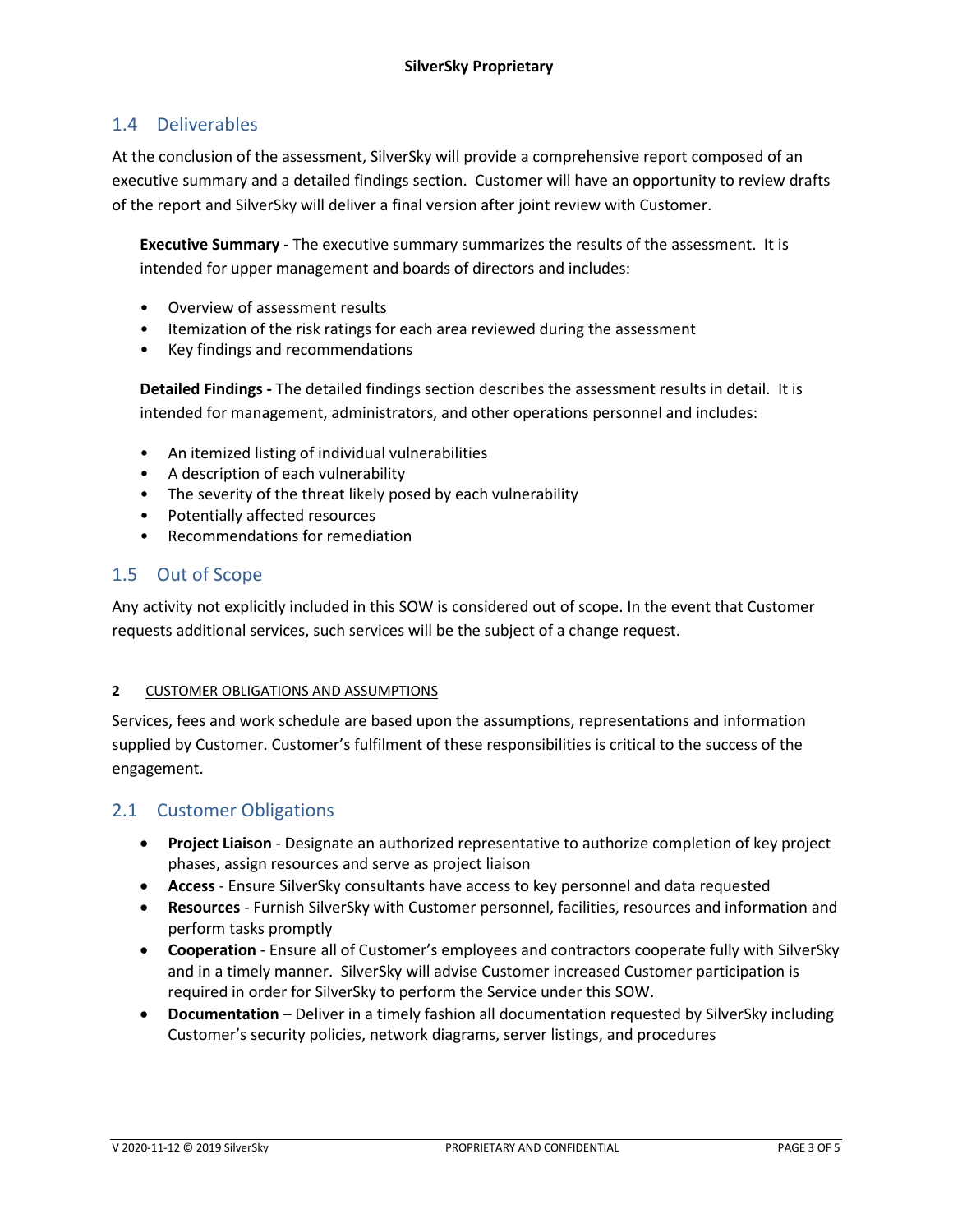## 1.4 Deliverables

At the conclusion of the assessment, SilverSky will provide a comprehensive report composed of an executive summary and a detailed findings section. Customer will have an opportunity to review drafts of the report and SilverSky will deliver a final version after joint review with Customer.

**Executive Summary -** The executive summary summarizes the results of the assessment. It is intended for upper management and boards of directors and includes:

- Overview of assessment results
- Itemization of the risk ratings for each area reviewed during the assessment
- Key findings and recommendations

**Detailed Findings -** The detailed findings section describes the assessment results in detail. It is intended for management, administrators, and other operations personnel and includes:

- An itemized listing of individual vulnerabilities
- A description of each vulnerability
- The severity of the threat likely posed by each vulnerability
- Potentially affected resources
- Recommendations for remediation

## 1.5 Out of Scope

Any activity not explicitly included in this SOW is considered out of scope. In the event that Customer requests additional services, such services will be the subject of a change request.

# 2 CUSTOMER OBLIGATIONS AND ASSUMPTIONS

Services, fees and work schedule are based upon the assumptions, representations and information supplied by Customer. Customer's fulfilment of these responsibilities is critical to the success of the engagement.

## 2.1 Customer Obligations

- **Project Liaison** - Designate an authorized representative to authorize completion of key project phases, assign resources and serve as project liaison
- **Access** - Ensure SilverSky consultants have access to key personnel and data requested
- **Resources** - Furnish SilverSky with Customer personnel, facilities, resources and information and perform tasks promptly
- **Cooperation** - Ensure all of Customer's employees and contractors cooperate fully with SilverSky and in a timely manner. SilverSky will advise Customer increased Customer participation is required in order for SilverSky to perform the Service under this SOW.
- **Documentation** – Deliver in a timely fashion all documentation requested by SilverSky including Customer's security policies, network diagrams, server listings, and procedures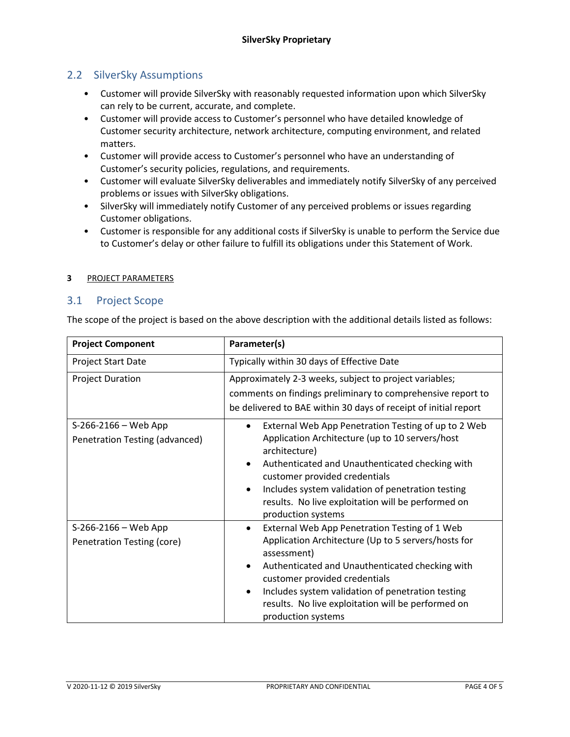## 2.2 SilverSky Assumptions

- Customer will provide SilverSky with reasonably requested information upon which SilverSky can rely to be current, accurate, and complete.
- Customer will provide access to Customer's personnel who have detailed knowledge of Customer security architecture, network architecture, computing environment, and related matters.
- Customer will provide access to Customer's personnel who have an understanding of Customer's security policies, regulations, and requirements.
- Customer will evaluate SilverSky deliverables and immediately notify SilverSky of any perceived problems or issues with SilverSky obligations.
- SilverSky will immediately notify Customer of any perceived problems or issues regarding Customer obligations.
- Customer is responsible for any additional costs if SilverSky is unable to perform the Service due to Customer's delay or other failure to fulfill its obligations under this Statement of Work.

# 3 PROJECT PARAMETERS

## 3.1 Project Scope

The scope of the project is based on the above description with the additional details listed as follows:

| Project Component | Parameter(s) |
|---|---|
| Project Start Date | Typically within 30 days of Effective Date |
| Project Duration | Approximately 2-3 weeks, subject to project variables; comments on findings preliminary to comprehensive report to be delivered to BAE within 30 days of receipt of initial report |
| S-266-2166 – Web App Penetration Testing (advanced) | • External Web App Penetration Testing of up to 2 Web Application Architecture (up to 10 servers/host architecture)<br>• Authenticated and Unauthenticated checking with customer provided credentials<br>• Includes system validation of penetration testing results. No live exploitation will be performed on production systems |
| S-266-2166 – Web App Penetration Testing (core) | • External Web App Penetration Testing of 1 Web Application Architecture (Up to 5 servers/hosts for assessment)<br>• Authenticated and Unauthenticated checking with customer provided credentials<br>• Includes system validation of penetration testing results. No live exploitation will be performed on production systems |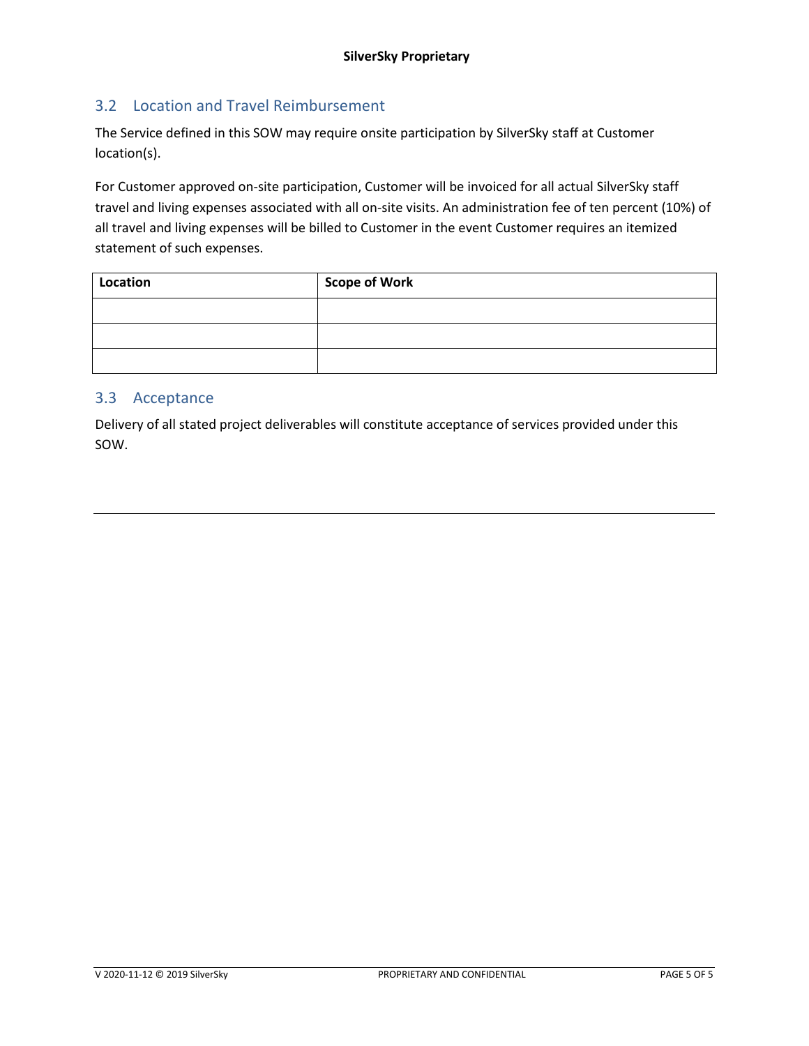## 3.2 Location and Travel Reimbursement

The Service defined in this SOW may require onsite participation by SilverSky staff at Customer location(s).

For Customer approved on-site participation, Customer will be invoiced for all actual SilverSky staff travel and living expenses associated with all on-site visits. An administration fee of ten percent (10%) of all travel and living expenses will be billed to Customer in the event Customer requires an itemized statement of such expenses.

| Location | Scope of Work |
|---|---|
| | |
| | |
| | |

## 3.3 Acceptance

Delivery of all stated project deliverables will constitute acceptance of services provided under this SOW.